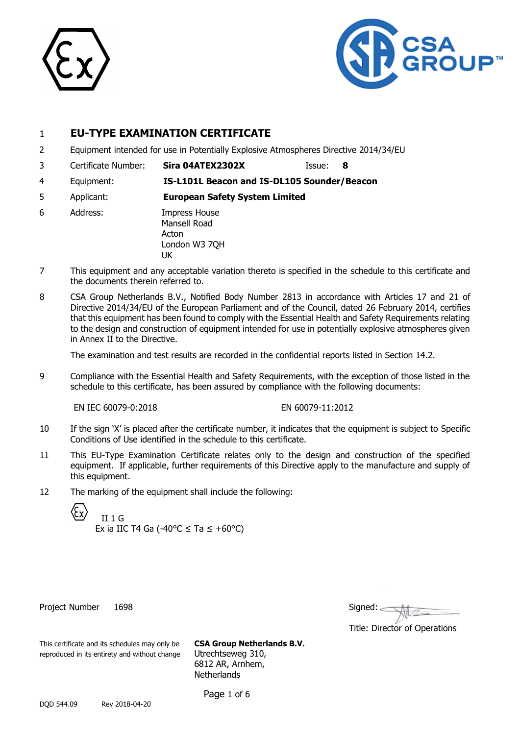1 **EU-TYPE EXAMINATION CERTIFICATE**

2 Equipment intended for use in Potentially Explosive Atmospheres Directive 2014/34/EU

3 Certificate Number: **Sira 04ATEX2302X** Issue: **8**

4 Equipment: **IS-L101L Beacon and IS-DL105 Sounder/Beacon**

5 Applicant: **European Safety System Limited**

6 Address: Impress House
Mansell Road
Acton
London W3 7QH
UK

7 This equipment and any acceptable variation thereto is specified in the schedule to this certificate and the documents therein referred to.

8 CSA Group Netherlands B.V., Notified Body Number 2813 in accordance with Articles 17 and 21 of Directive 2014/34/EU of the European Parliament and of the Council, dated 26 February 2014, certifies that this equipment has been found to comply with the Essential Health and Safety Requirements relating to the design and construction of equipment intended for use in potentially explosive atmospheres given in Annex II to the Directive.

The examination and test results are recorded in the confidential reports listed in Section 14.2.

9 Compliance with the Essential Health and Safety Requirements, with the exception of those listed in the schedule to this certificate, has been assured by compliance with the following documents:

EN IEC 60079-0:2018 EN 60079-11:2012

10 If the sign 'X' is placed after the certificate number, it indicates that the equipment is subject to Specific Conditions of Use identified in the schedule to this certificate.

11 This EU-Type Examination Certificate relates only to the design and construction of the specified equipment. If applicable, further requirements of this Directive apply to the manufacture and supply of this equipment.

12 The marking of the equipment shall include the following:

Ex II 1 G
Ex ia IIC T4 Ga (-40°C ≤ Ta ≤ +60°C)

Project Number 1698

Signed:

Title: Director of Operations

This certificate and its schedules may only be reproduced in its entirety and without change

**CSA Group Netherlands B.V.**
Utrechtseweg 310,
6812 AR, Arnhem,
Netherlands

DQD 544.09 Rev 2018-04-20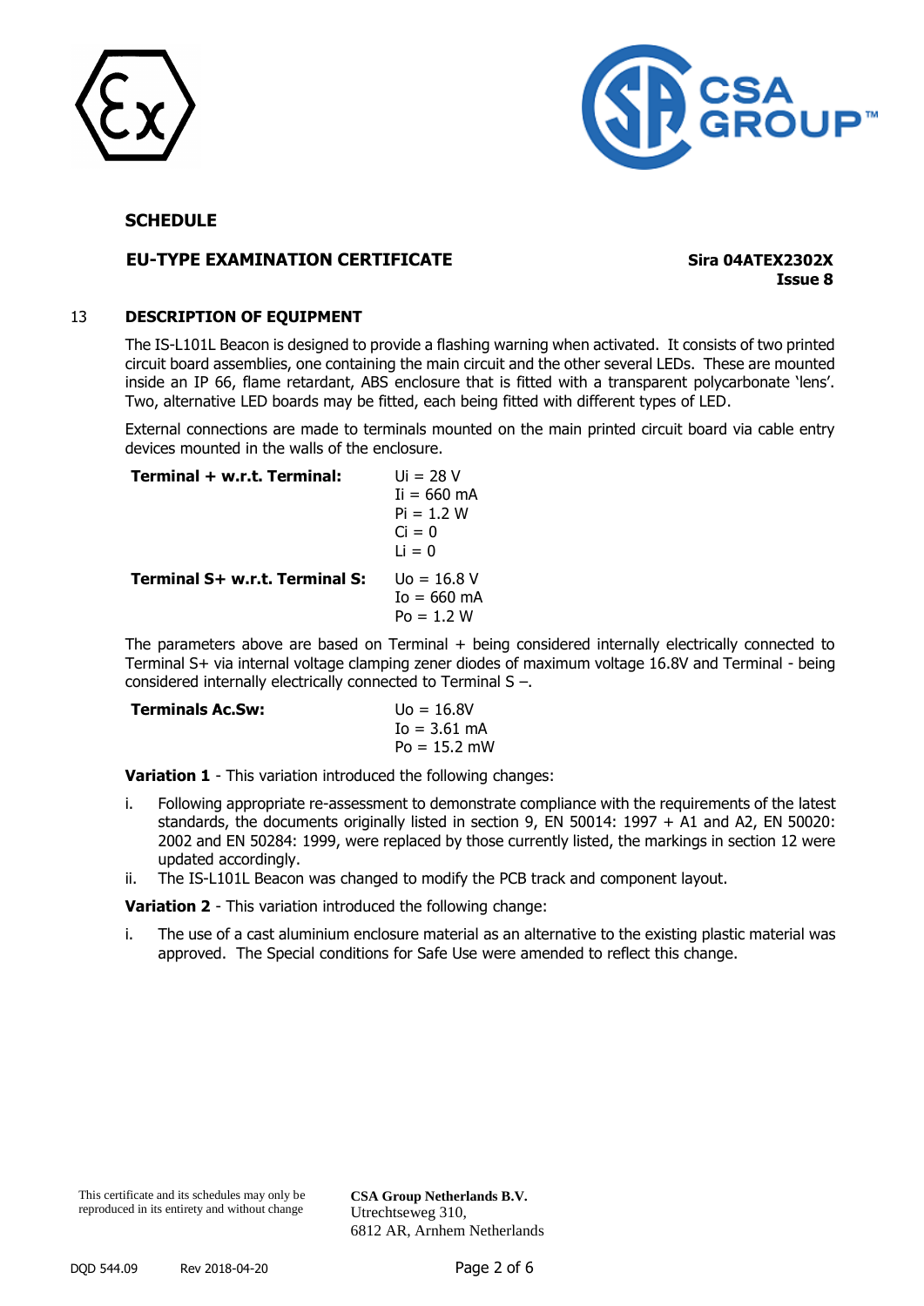**SCHEDULE**

**EU-TYPE EXAMINATION CERTIFICATE**

**Sira 04ATEX2302X**
**Issue 8**

## 13 DESCRIPTION OF EQUIPMENT

The IS-L101L Beacon is designed to provide a flashing warning when activated. It consists of two printed circuit board assemblies, one containing the main circuit and the other several LEDs. These are mounted inside an IP 66, flame retardant, ABS enclosure that is fitted with a transparent polycarbonate 'lens'. Two, alternative LED boards may be fitted, each being fitted with different types of LED.

External connections are made to terminals mounted on the main printed circuit board via cable entry devices mounted in the walls of the enclosure.

| | |
|---|---|
| **Terminal + w.r.t. Terminal:** | $U_i$ = 28 V<br>$I_i$ = 660 mA<br>$P_i$ = 1.2 W<br>$C_i$ = 0<br>$L_i$ = 0 |
| **Terminal S+ w.r.t. Terminal S:** | $U_o$ = 16.8 V<br>$I_o$ = 660 mA<br>$P_o$ = 1.2 W |

The parameters above are based on Terminal + being considered internally electrically connected to Terminal S+ via internal voltage clamping zener diodes of maximum voltage 16.8V and Terminal - being considered internally electrically connected to Terminal S –.

| | |
|---|---|
| **Terminals Ac.Sw:** | $U_o$ = 16.8V<br>$I_o$ = 3.61 mA<br>$P_o$ = 15.2 mW |

**Variation 1** - This variation introduced the following changes:

i. Following appropriate re-assessment to demonstrate compliance with the requirements of the latest standards, the documents originally listed in section 9, EN 50014: 1997 + A1 and A2, EN 50020: 2002 and EN 50284: 1999, were replaced by those currently listed, the markings in section 12 were updated accordingly.

ii. The IS-L101L Beacon was changed to modify the PCB track and component layout.

**Variation 2** - This variation introduced the following change:

i. The use of a cast aluminium enclosure material as an alternative to the existing plastic material was approved. The Special conditions for Safe Use were amended to reflect this change.

This certificate and its schedules may only be reproduced in its entirety and without change

**CSA Group Netherlands B.V.**
Utrechtseweg 310,
6812 AR, Arnhem Netherlands

DQD 544.09 Rev 2018-04-20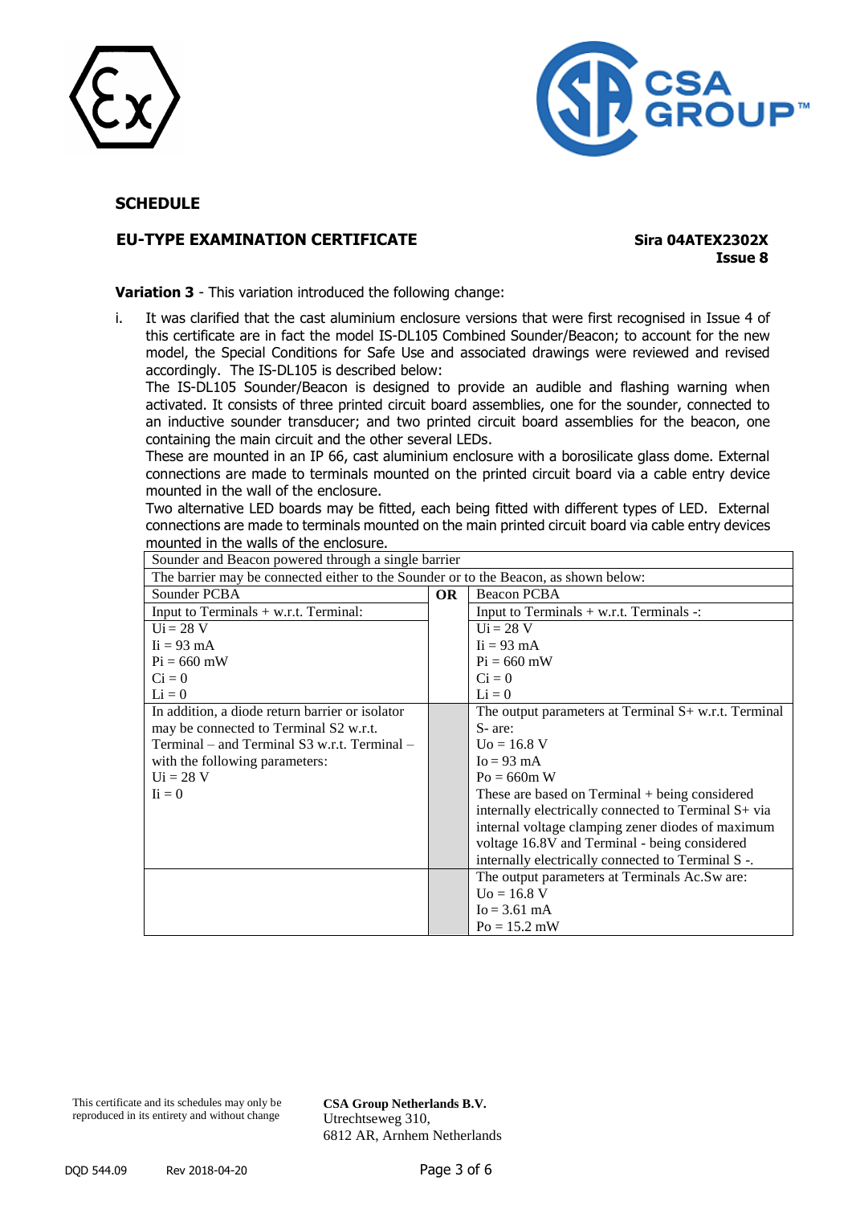## SCHEDULE

**EU-TYPE EXAMINATION CERTIFICATE**

**Sira 04ATEX2302X**
**Issue 8**

**Variation 3** - This variation introduced the following change:

i. It was clarified that the cast aluminium enclosure versions that were first recognised in Issue 4 of this certificate are in fact the model IS-DL105 Combined Sounder/Beacon; to account for the new model, the Special Conditions for Safe Use and associated drawings were reviewed and revised accordingly. The IS-DL105 is described below:
The IS-DL105 Sounder/Beacon is designed to provide an audible and flashing warning when activated. It consists of three printed circuit board assemblies, one for the sounder, connected to an inductive sounder transducer; and two printed circuit board assemblies for the beacon, one containing the main circuit and the other several LEDs.
These are mounted in an IP 66, cast aluminium enclosure with a borosilicate glass dome. External connections are made to terminals mounted on the printed circuit board via a cable entry device mounted in the wall of the enclosure.
Two alternative LED boards may be fitted, each being fitted with different types of LED. External connections are made to terminals mounted on the main printed circuit board via cable entry devices mounted in the walls of the enclosure.

| Sounder and Beacon powered through a single barrier | | |
|---|---|---|
| The barrier may be connected either to the Sounder or to the Beacon, as shown below: | | |
| Sounder PCBA | **OR** | Beacon PCBA |
| Input to Terminals + w.r.t. Terminal: | | Input to Terminals + w.r.t. Terminals -: |
| Ui = 28 V<br>Ii = 93 mA<br>Pi = 660 mW<br>Ci = 0<br>Li = 0 | | Ui = 28 V<br>Ii = 93 mA<br>Pi = 660 mW<br>Ci = 0<br>Li = 0 |
| In addition, a diode return barrier or isolator may be connected to Terminal S2 w.r.t. Terminal – and Terminal S3 w.r.t. Terminal – with the following parameters:<br>Ui = 28 V<br>Ii = 0 | | The output parameters at Terminal S+ w.r.t. Terminal S- are:<br>Uo = 16.8 V<br>Io = 93 mA<br>Po = 660m W<br>These are based on Terminal + being considered internally electrically connected to Terminal S+ via internal voltage clamping zener diodes of maximum voltage 16.8V and Terminal - being considered internally electrically connected to Terminal S -. |
| | | The output parameters at Terminals Ac.Sw are:<br>Uo = 16.8 V<br>Io = 3.61 mA<br>Po = 15.2 mW |

This certificate and its schedules may only be reproduced in its entirety and without change

**CSA Group Netherlands B.V.**
Utrechtseweg 310,
6812 AR, Arnhem Netherlands

DQD 544.09 Rev 2018-04-20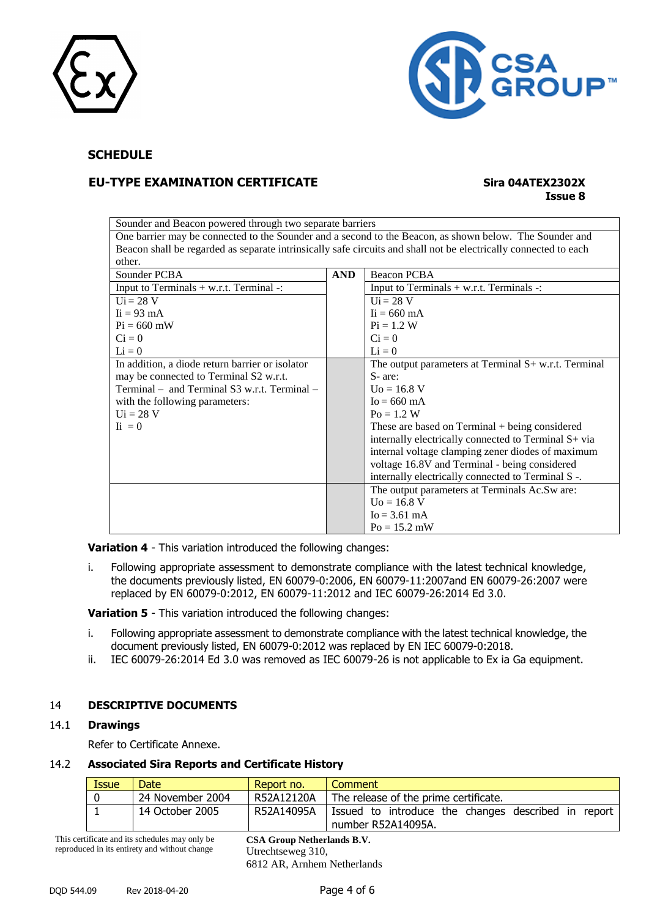## SCHEDULE

## EU-TYPE EXAMINATION CERTIFICATE

**Sira 04ATEX2302X**
**Issue 8**

| Sounder and Beacon powered through two separate barriers | | |
|---|---|---|
| One barrier may be connected to the Sounder and a second to the Beacon, as shown below. The Sounder and Beacon shall be regarded as separate intrinsically safe circuits and shall not be electrically connected to each other. | | |
| Sounder PCBA | **AND** | Beacon PCBA |
| Input to Terminals + w.r.t. Terminal -: | | Input to Terminals + w.r.t. Terminals -: |
| Ui = 28 V<br>Ii = 93 mA<br>Pi = 660 mW<br>Ci = 0<br>Li = 0 | | Ui = 28 V<br>Ii = 660 mA<br>Pi = 1.2 W<br>Ci = 0<br>Li = 0 |
| In addition, a diode return barrier or isolator may be connected to Terminal S2 w.r.t. Terminal – and Terminal S3 w.r.t. Terminal – with the following parameters:<br>Ui = 28 V<br>Ii = 0 | | The output parameters at Terminal S+ w.r.t. Terminal S- are:<br>Uo = 16.8 V<br>Io = 660 mA<br>Po = 1.2 W<br>These are based on Terminal + being considered internally electrically connected to Terminal S+ via internal voltage clamping zener diodes of maximum voltage 16.8V and Terminal - being considered internally electrically connected to Terminal S -. |
| | | The output parameters at Terminals Ac.Sw are:<br>Uo = 16.8 V<br>Io = 3.61 mA<br>Po = 15.2 mW |

**Variation 4** - This variation introduced the following changes:

i. Following appropriate assessment to demonstrate compliance with the latest technical knowledge, the documents previously listed, EN 60079-0:2006, EN 60079-11:2007and EN 60079-26:2007 were replaced by EN 60079-0:2012, EN 60079-11:2012 and IEC 60079-26:2014 Ed 3.0.

**Variation 5** - This variation introduced the following changes:

i. Following appropriate assessment to demonstrate compliance with the latest technical knowledge, the document previously listed, EN 60079-0:2012 was replaced by EN IEC 60079-0:2018.
ii. IEC 60079-26:2014 Ed 3.0 was removed as IEC 60079-26 is not applicable to Ex ia Ga equipment.

## 14 DESCRIPTIVE DOCUMENTS

### 14.1 Drawings

Refer to Certificate Annexe.

### 14.2 Associated Sira Reports and Certificate History

| Issue | Date | Report no. | Comment |
|---|---|---|---|
| 0 | 24 November 2004 | R52A12120A | The release of the prime certificate. |
| 1 | 14 October 2005 | R52A14095A | Issued to introduce the changes described in report number R52A14095A. |

This certificate and its schedules may only be reproduced in its entirety and without change

**CSA Group Netherlands B.V.**
Utrechtseweg 310,
6812 AR, Arnhem Netherlands

DQD 544.09 Rev 2018-04-20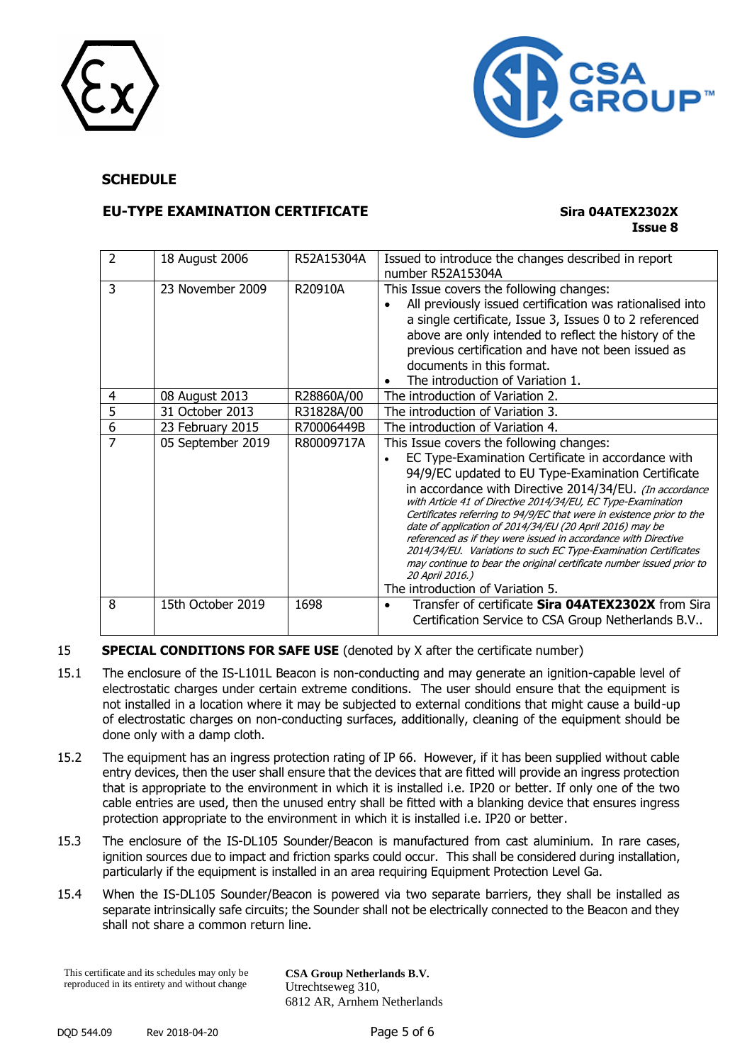**SCHEDULE**

**EU-TYPE EXAMINATION CERTIFICATE** **Sira 04ATEX2302X**
**Issue 8**

| | | | |
|---|---|---|---|
| 2 | 18 August 2006 | R52A15304A | Issued to introduce the changes described in report number R52A15304A |
| 3 | 23 November 2009 | R20910A | This Issue covers the following changes:<br>• All previously issued certification was rationalised into a single certificate, Issue 3, Issues 0 to 2 referenced above are only intended to reflect the history of the previous certification and have not been issued as documents in this format.<br>• The introduction of Variation 1. |
| 4 | 08 August 2013 | R28860A/00 | The introduction of Variation 2. |
| 5 | 31 October 2013 | R31828A/00 | The introduction of Variation 3. |
| 6 | 23 February 2015 | R70006449B | The introduction of Variation 4. |
| 7 | 05 September 2019 | R80009717A | This Issue covers the following changes:<br>• EC Type-Examination Certificate in accordance with 94/9/EC updated to EU Type-Examination Certificate in accordance with Directive 2014/34/EU. *(In accordance with Article 41 of Directive 2014/34/EU, EC Type-Examination Certificates referring to 94/9/EC that were in existence prior to the date of application of 2014/34/EU (20 April 2016) may be referenced as if they were issued in accordance with Directive 2014/34/EU. Variations to such EC Type-Examination Certificates may continue to bear the original certificate number issued prior to 20 April 2016.)*<br>The introduction of Variation 5. |
| 8 | 15th October 2019 | 1698 | • Transfer of certificate **Sira 04ATEX2302X** from Sira Certification Service to CSA Group Netherlands B.V.. |

15 **SPECIAL CONDITIONS FOR SAFE USE** (denoted by X after the certificate number)

15.1 The enclosure of the IS-L101L Beacon is non-conducting and may generate an ignition-capable level of electrostatic charges under certain extreme conditions. The user should ensure that the equipment is not installed in a location where it may be subjected to external conditions that might cause a build-up of electrostatic charges on non-conducting surfaces, additionally, cleaning of the equipment should be done only with a damp cloth.

15.2 The equipment has an ingress protection rating of IP 66. However, if it has been supplied without cable entry devices, then the user shall ensure that the devices that are fitted will provide an ingress protection that is appropriate to the environment in which it is installed i.e. IP20 or better. If only one of the two cable entries are used, then the unused entry shall be fitted with a blanking device that ensures ingress protection appropriate to the environment in which it is installed i.e. IP20 or better.

15.3 The enclosure of the IS-DL105 Sounder/Beacon is manufactured from cast aluminium. In rare cases, ignition sources due to impact and friction sparks could occur. This shall be considered during installation, particularly if the equipment is installed in an area requiring Equipment Protection Level Ga.

15.4 When the IS-DL105 Sounder/Beacon is powered via two separate barriers, they shall be installed as separate intrinsically safe circuits; the Sounder shall not be electrically connected to the Beacon and they shall not share a common return line.

This certificate and its schedules may only be reproduced in its entirety and without change

**CSA Group Netherlands B.V.**
Utrechtseweg 310,
6812 AR, Arnhem Netherlands

DQD 544.09 Rev 2018-04-20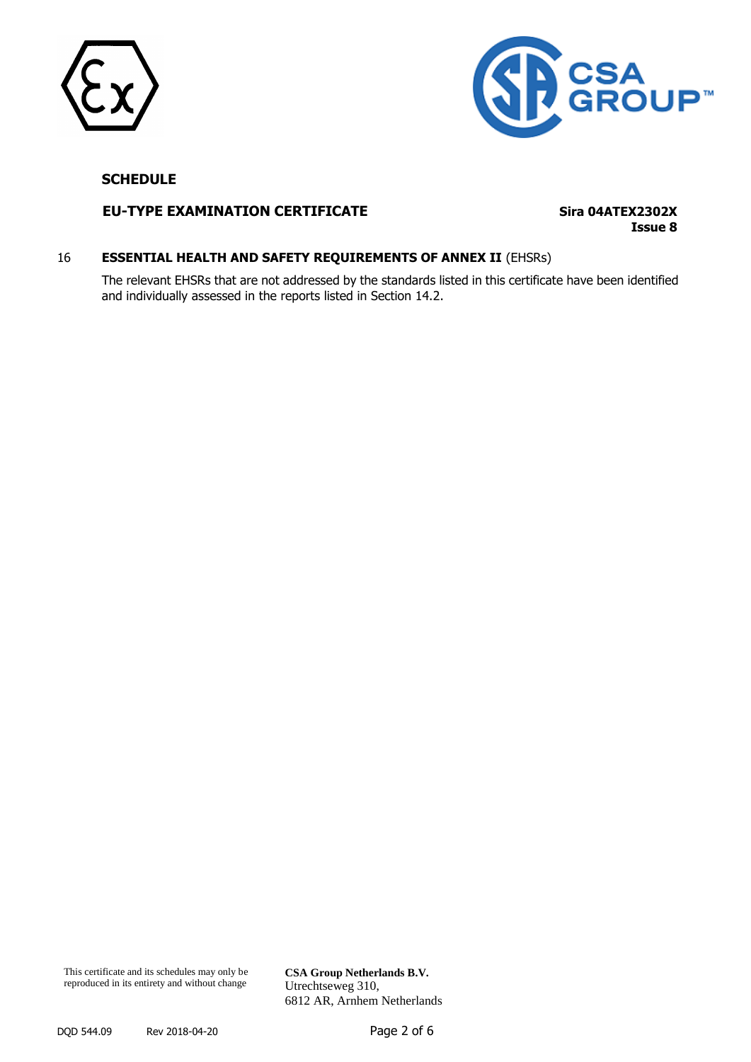**SCHEDULE**

**EU-TYPE EXAMINATION CERTIFICATE** — **Sira 04ATEX2302X Issue 8**

## 16 ESSENTIAL HEALTH AND SAFETY REQUIREMENTS OF ANNEX II (EHSRs)

The relevant EHSRs that are not addressed by the standards listed in this certificate have been identified and individually assessed in the reports listed in Section 14.2.

This certificate and its schedules may only be reproduced in its entirety and without change

**CSA Group Netherlands B.V.**
Utrechtseweg 310,
6812 AR, Arnhem Netherlands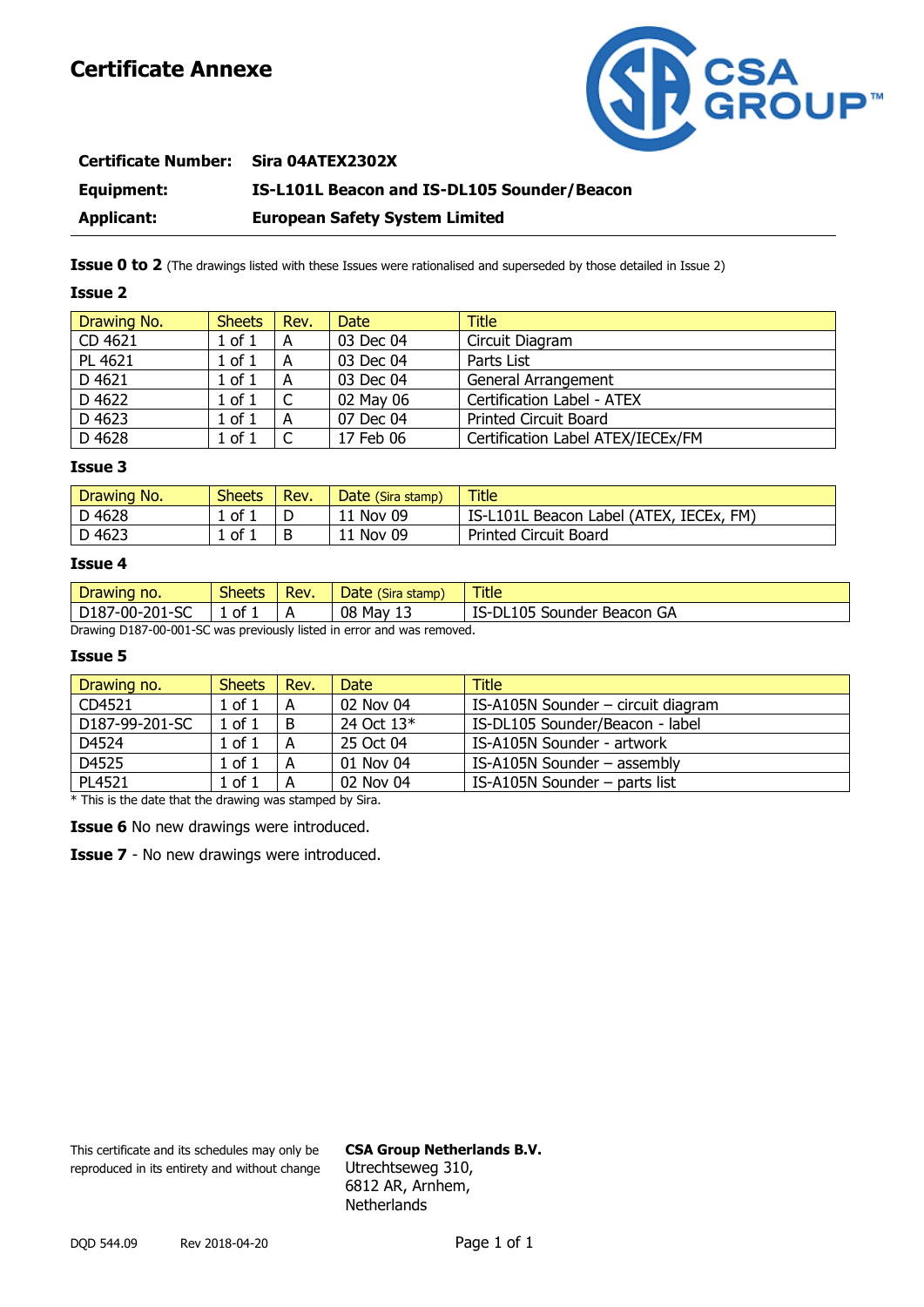# Certificate Annexe

**Certificate Number:** Sira 04ATEX2302X

**Equipment:** IS-L101L Beacon and IS-DL105 Sounder/Beacon

**Applicant:** European Safety System Limited

**Issue 0 to 2** (The drawings listed with these Issues were rationalised and superseded by those detailed in Issue 2)

**Issue 2**

| Drawing No. | Sheets | Rev. | Date | Title |
|---|---|---|---|---|
| CD 4621 | 1 of 1 | A | 03 Dec 04 | Circuit Diagram |
| PL 4621 | 1 of 1 | A | 03 Dec 04 | Parts List |
| D 4621 | 1 of 1 | A | 03 Dec 04 | General Arrangement |
| D 4622 | 1 of 1 | C | 02 May 06 | Certification Label - ATEX |
| D 4623 | 1 of 1 | A | 07 Dec 04 | Printed Circuit Board |
| D 4628 | 1 of 1 | C | 17 Feb 06 | Certification Label ATEX/IECEx/FM |

**Issue 3**

| Drawing No. | Sheets | Rev. | Date (Sira stamp) | Title |
|---|---|---|---|---|
| D 4628 | 1 of 1 | D | 11 Nov 09 | IS-L101L Beacon Label (ATEX, IECEx, FM) |
| D 4623 | 1 of 1 | B | 11 Nov 09 | Printed Circuit Board |

**Issue 4**

| Drawing no. | Sheets | Rev. | Date (Sira stamp) | Title |
|---|---|---|---|---|
| D187-00-201-SC | 1 of 1 | A | 08 May 13 | IS-DL105 Sounder Beacon GA |

Drawing D187-00-001-SC was previously listed in error and was removed.

**Issue 5**

| Drawing no. | Sheets | Rev. | Date | Title |
|---|---|---|---|---|
| CD4521 | 1 of 1 | A | 02 Nov 04 | IS-A105N Sounder – circuit diagram |
| D187-99-201-SC | 1 of 1 | B | 24 Oct 13* | IS-DL105 Sounder/Beacon - label |
| D4524 | 1 of 1 | A | 25 Oct 04 | IS-A105N Sounder - artwork |
| D4525 | 1 of 1 | A | 01 Nov 04 | IS-A105N Sounder – assembly |
| PL4521 | 1 of 1 | A | 02 Nov 04 | IS-A105N Sounder – parts list |

* This is the date that the drawing was stamped by Sira.

**Issue 6** No new drawings were introduced.

**Issue 7** - No new drawings were introduced.

This certificate and its schedules may only be reproduced in its entirety and without change

**CSA Group Netherlands B.V.**
Utrechtseweg 310,
6812 AR, Arnhem,
Netherlands

DQD 544.09 Rev 2018-04-20